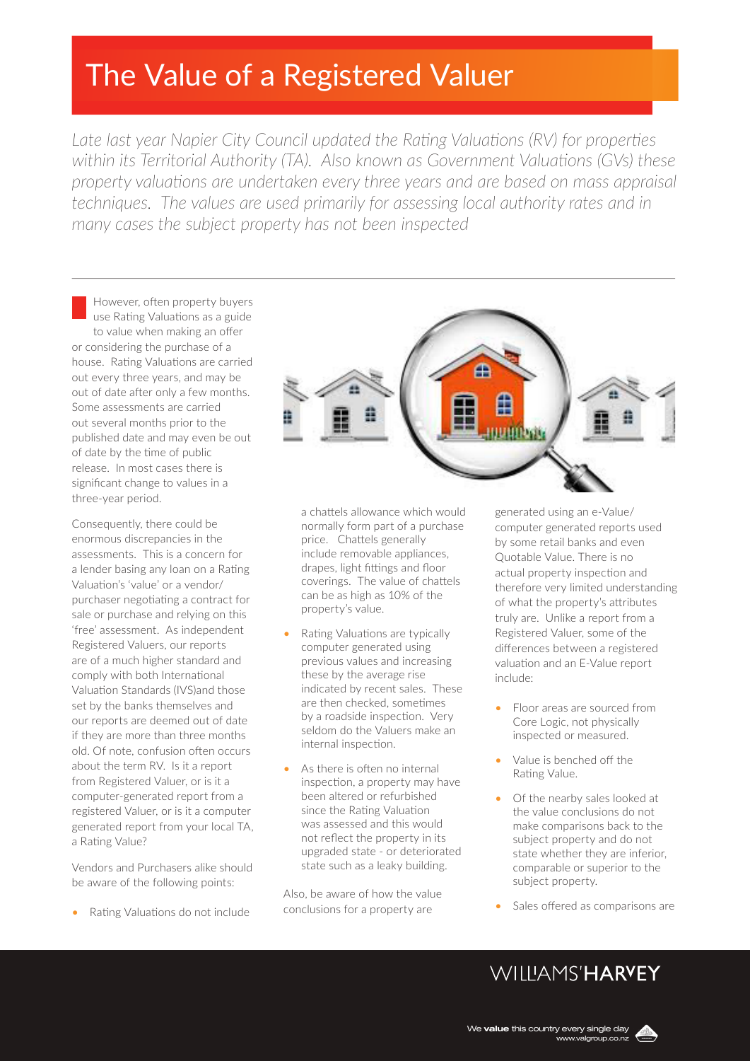# The Value of a Registered Valuer

*Late last year Napier City Council updated the Rating Valuations (RV) for properties within its Territorial Authority (TA). Also known as Government Valuations (GVs) these property valuations are undertaken every three years and are based on mass appraisal techniques. The values are used primarily for assessing local authority rates and in many cases the subject property has not been inspected*

---

However, often property buyers use Rating Valuations as a guide to value when making an offer or considering the purchase of a house. Rating Valuations are carried out every three years, and may be out of date after only a few months. Some assessments are carried out several months prior to the published date and may even be out of date by the time of public release. In most cases there is significant change to values in a three-year period.

Consequently, there could be enormous discrepancies in the assessments. This is a concern for a lender basing any loan on a Rating Valuation's 'value' or a vendor/purchaser negotiating a contract for sale or purchase and relying on this 'free' assessment. As independent Registered Valuers, our reports are of a much higher standard and comply with both International Valuation Standards (IVS)and those set by the banks themselves and our reports are deemed out of date if they are more than three months old. Of note, confusion often occurs about the term RV. Is it a report from Registered Valuer, or is it a computer-generated report from a registered Valuer, or is it a computer generated report from your local TA, a Rating Value?

Vendors and Purchasers alike should be aware of the following points:

- Rating Valuations do not include a chattels allowance which would normally form part of a purchase price. Chattels generally include removable appliances, drapes, light fittings and floor coverings. The value of chattels can be as high as 10% of the property's value.
- Rating Valuations are typically computer generated using previous values and increasing these by the average rise indicated by recent sales. These are then checked, sometimes by a roadside inspection. Very seldom do the Valuers make an internal inspection.
- As there is often no internal inspection, a property may have been altered or refurbished since the Rating Valuation was assessed and this would not reflect the property in its upgraded state - or deteriorated state such as a leaky building.

Also, be aware of how the value conclusions for a property are generated using an e-Value/computer generated reports used by some retail banks and even Quotable Value. There is no actual property inspection and therefore very limited understanding of what the property's attributes truly are. Unlike a report from a Registered Valuer, some of the differences between a registered valuation and an E-Value report include:

- Floor areas are sourced from Core Logic, not physically inspected or measured.
- Value is benched off the Rating Value.
- Of the nearby sales looked at the value conclusions do not make comparisons back to the subject property and do not state whether they are inferior, comparable or superior to the subject property.
- Sales offered as comparisons are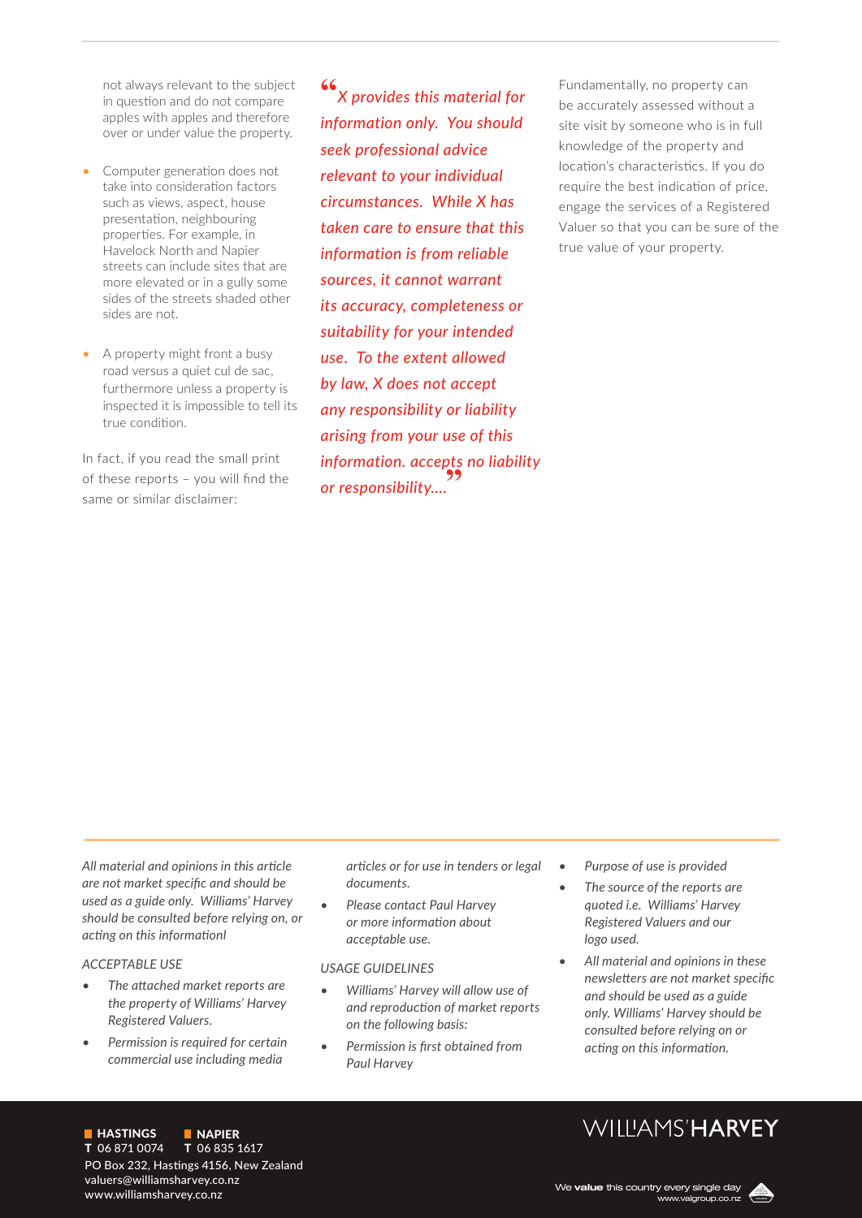not always relevant to the subject in question and do not compare apples with apples and therefore over or under value the property.

- Computer generation does not take into consideration factors such as views, aspect, house presentation, neighbouring properties. For example, in Havelock North and Napier streets can include sites that are more elevated or in a gully some sides of the streets shaded other sides are not.
- A property might front a busy road versus a quiet cul de sac, furthermore unless a property is inspected it is impossible to tell its true condition.

In fact, if you read the small print of these reports – you will find the same or similar disclaimer:

> *"X provides this material for information only. You should seek professional advice relevant to your individual circumstances. While X has taken care to ensure that this information is from reliable sources, it cannot warrant its accuracy, completeness or suitability for your intended use. To the extent allowed by law, X does not accept any responsibility or liability arising from your use of this information. accepts no liability or responsibility...."*

Fundamentally, no property can be accurately assessed without a site visit by someone who is in full knowledge of the property and location's characteristics. If you do require the best indication of price, engage the services of a Registered Valuer so that you can be sure of the true value of your property.

---

*All material and opinions in this article are not market specific and should be used as a guide only. Williams' Harvey should be consulted before relying on, or acting on this informationl*

*ACCEPTABLE USE*

- *The attached market reports are the property of Williams' Harvey Registered Valuers.*
- *Permission is required for certain commercial use including media articles or for use in tenders or legal documents.*
- *Please contact Paul Harvey or more information about acceptable use.*

*USAGE GUIDELINES*

- *Williams' Harvey will allow use of and reproduction of market reports on the following basis:*
- *Permission is first obtained from Paul Harvey*
- *Purpose of use is provided*
- *The source of the reports are quoted i.e. Williams' Harvey Registered Valuers and our logo used.*
- *All material and opinions in these newsletters are not market specific and should be used as a guide only. Williams' Harvey should be consulted before relying on or acting on this information.*

**HASTINGS** T 06 871 0074 **NAPIER** T 06 835 1617
PO Box 232, Hastings 4156, New Zealand
valuers@williamsharvey.co.nz
www.williamsharvey.co.nz

WILLIAMS'HARVEY

We **value** this country every single day
www.valgroup.co.nz